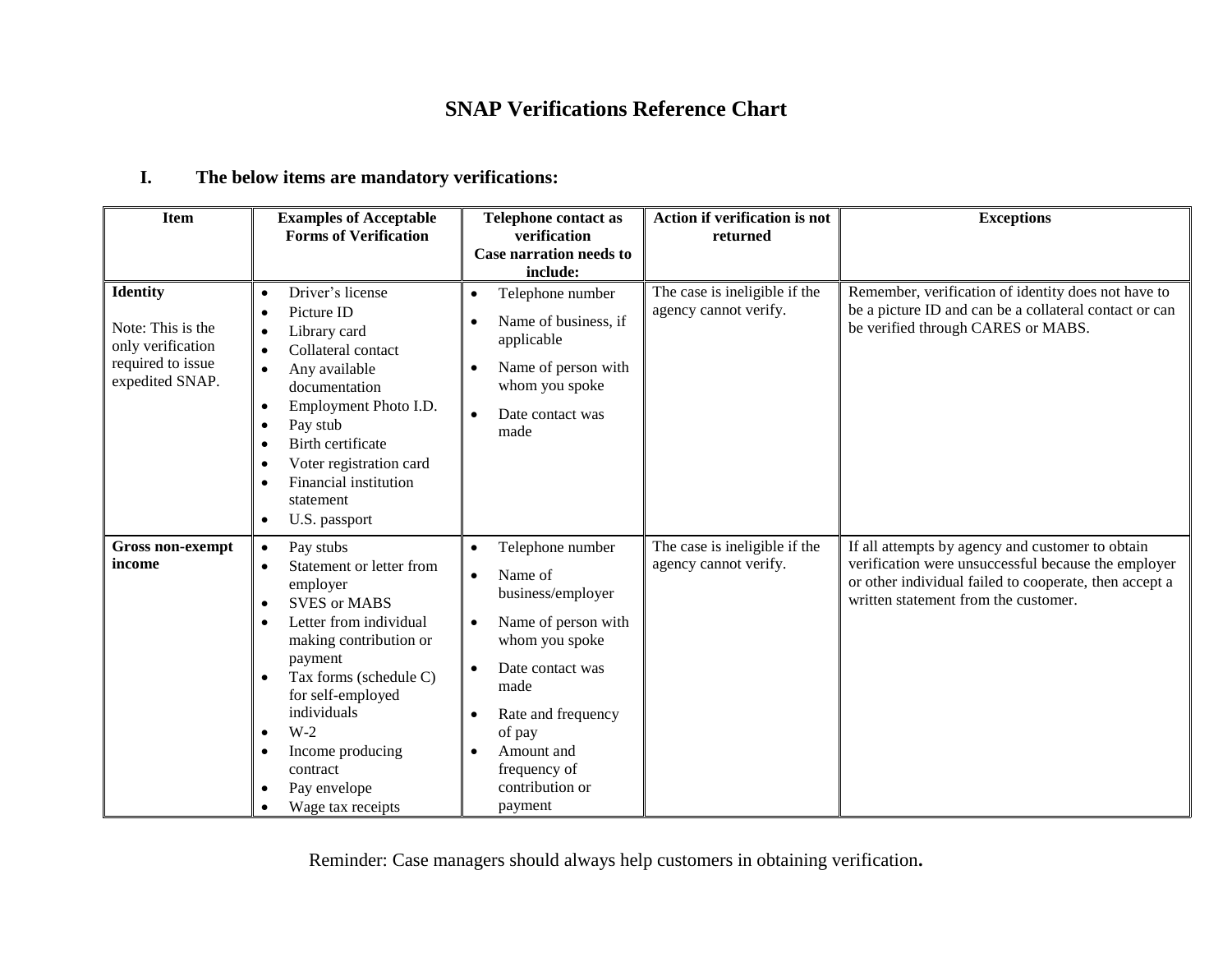# SNAP Verifications Reference Chart

## I. The below items are mandatory verifications:

| Item | Examples of Acceptable Forms of Verification | Telephone contact as verification Case narration needs to include: | Action if verification is not returned | Exceptions |
|---|---|---|---|---|
| **Identity**<br><br>Note: This is the only verification required to issue expedited SNAP. | • Driver's license<br>• Picture ID<br>• Library card<br>• Collateral contact<br>• Any available documentation<br>• Employment Photo I.D.<br>• Pay stub<br>• Birth certificate<br>• Voter registration card<br>• Financial institution statement<br>• U.S. passport | • Telephone number<br>• Name of business, if applicable<br>• Name of person with whom you spoke<br>• Date contact was made | The case is ineligible if the agency cannot verify. | Remember, verification of identity does not have to be a picture ID and can be a collateral contact or can be verified through CARES or MABS. |
| **Gross non-exempt income** | • Pay stubs<br>• Statement or letter from employer<br>• SVES or MABS<br>• Letter from individual making contribution or payment<br>• Tax forms (schedule C) for self-employed individuals<br>• W-2<br>• Income producing contract<br>• Pay envelope<br>• Wage tax receipts | • Telephone number<br>• Name of business/employer<br>• Name of person with whom you spoke<br>• Date contact was made<br>• Rate and frequency of pay<br>• Amount and frequency of contribution or payment | The case is ineligible if the agency cannot verify. | If all attempts by agency and customer to obtain verification were unsuccessful because the employer or other individual failed to cooperate, then accept a written statement from the customer. |

Reminder: Case managers should always help customers in obtaining verification**.**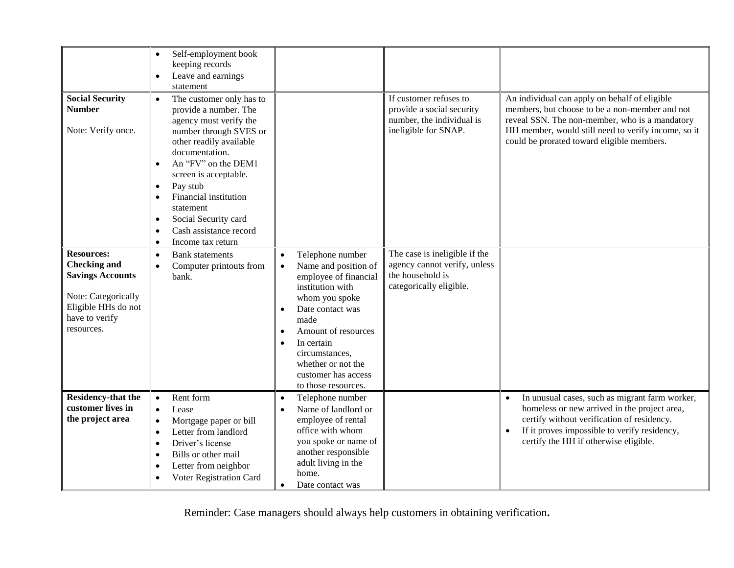| | | | | |
|---|---|---|---|---|
| | • Self-employment book keeping records<br>• Leave and earnings statement | | | |
| **Social Security Number**<br><br>Note: Verify once. | • The customer only has to provide a number. The agency must verify the number through SVES or other readily available documentation.<br>• An "FV" on the DEM1 screen is acceptable.<br>• Pay stub<br>• Financial institution statement<br>• Social Security card<br>• Cash assistance record<br>• Income tax return | | If customer refuses to provide a social security number, the individual is ineligible for SNAP. | An individual can apply on behalf of eligible members, but choose to be a non-member and not reveal SSN. The non-member, who is a mandatory HH member, would still need to verify income, so it could be prorated toward eligible members. |
| **Resources: Checking and Savings Accounts**<br><br>Note: Categorically Eligible HHs do not have to verify resources. | • Bank statements<br>• Computer printouts from bank. | • Telephone number<br>• Name and position of employee of financial institution with whom you spoke<br>• Date contact was made<br>• Amount of resources<br>• In certain circumstances, whether or not the customer has access to those resources. | The case is ineligible if the agency cannot verify, unless the household is categorically eligible. | |
| **Residency-that the customer lives in the project area** | • Rent form<br>• Lease<br>• Mortgage paper or bill<br>• Letter from landlord<br>• Driver's license<br>• Bills or other mail<br>• Letter from neighbor<br>• Voter Registration Card | • Telephone number<br>• Name of landlord or employee of rental office with whom you spoke or name of another responsible adult living in the home.<br>• Date contact was | | • In unusual cases, such as migrant farm worker, homeless or new arrived in the project area, certify without verification of residency.<br>• If it proves impossible to verify residency, certify the HH if otherwise eligible. |

Reminder: Case managers should always help customers in obtaining verification**.**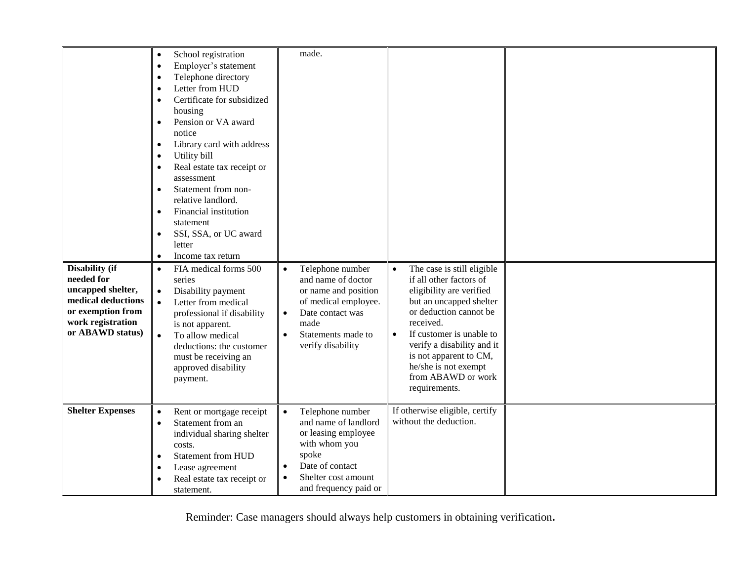| | | | | |
|---|---|---|---|---|
| | • School registration<br>• Employer's statement<br>• Telephone directory<br>• Letter from HUD<br>• Certificate for subsidized housing<br>• Pension or VA award notice<br>• Library card with address<br>• Utility bill<br>• Real estate tax receipt or assessment<br>• Statement from non-relative landlord.<br>• Financial institution statement<br>• SSI, SSA, or UC award letter<br>• Income tax return | made. | | |
| **Disability (if needed for uncapped shelter, medical deductions or exemption from work registration or ABAWD status)** | • FIA medical forms 500 series<br>• Disability payment<br>• Letter from medical professional if disability is not apparent.<br>• To allow medical deductions: the customer must be receiving an approved disability payment. | • Telephone number and name of doctor or name and position of medical employee.<br>• Date contact was made<br>• Statements made to verify disability | • The case is still eligible if all other factors of eligibility are verified but an uncapped shelter or deduction cannot be received.<br>• If customer is unable to verify a disability and it is not apparent to CM, he/she is not exempt from ABAWD or work requirements. | |
| **Shelter Expenses** | • Rent or mortgage receipt<br>• Statement from an individual sharing shelter costs.<br>• Statement from HUD<br>• Lease agreement<br>• Real estate tax receipt or statement. | • Telephone number and name of landlord or leasing employee with whom you spoke<br>• Date of contact<br>• Shelter cost amount and frequency paid or | If otherwise eligible, certify without the deduction. | |

Reminder: Case managers should always help customers in obtaining verification**.**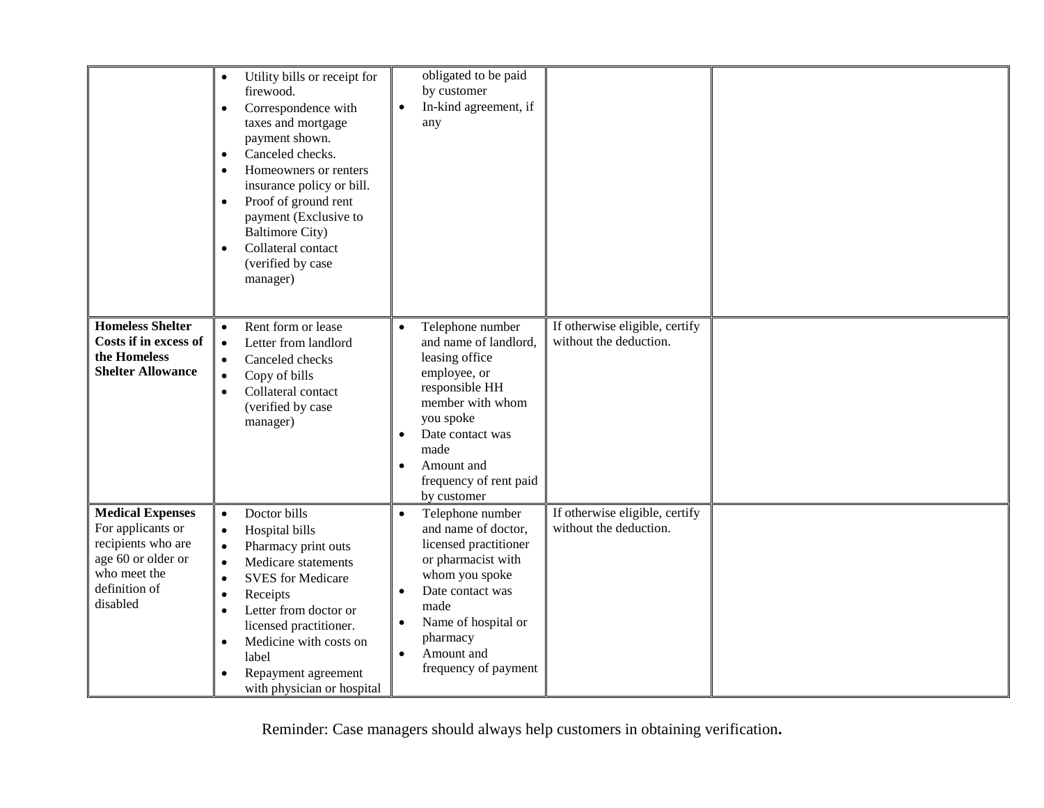| | | | | |
|---|---|---|---|---|
| | • Utility bills or receipt for firewood.<br>• Correspondence with taxes and mortgage payment shown.<br>• Canceled checks.<br>• Homeowners or renters insurance policy or bill.<br>• Proof of ground rent payment (Exclusive to Baltimore City)<br>• Collateral contact (verified by case manager) | obligated to be paid by customer<br>• In-kind agreement, if any | | |
| **Homeless Shelter Costs if in excess of the Homeless Shelter Allowance** | • Rent form or lease<br>• Letter from landlord<br>• Canceled checks<br>• Copy of bills<br>• Collateral contact (verified by case manager) | • Telephone number and name of landlord, leasing office employee, or responsible HH member with whom you spoke<br>• Date contact was made<br>• Amount and frequency of rent paid by customer | If otherwise eligible, certify without the deduction. | |
| **Medical Expenses** For applicants or recipients who are age 60 or older or who meet the definition of disabled | • Doctor bills<br>• Hospital bills<br>• Pharmacy print outs<br>• Medicare statements<br>• SVES for Medicare<br>• Receipts<br>• Letter from doctor or licensed practitioner.<br>• Medicine with costs on label<br>• Repayment agreement with physician or hospital | • Telephone number and name of doctor, licensed practitioner or pharmacist with whom you spoke<br>• Date contact was made<br>• Name of hospital or pharmacy<br>• Amount and frequency of payment | If otherwise eligible, certify without the deduction. | |

Reminder: Case managers should always help customers in obtaining verification**.**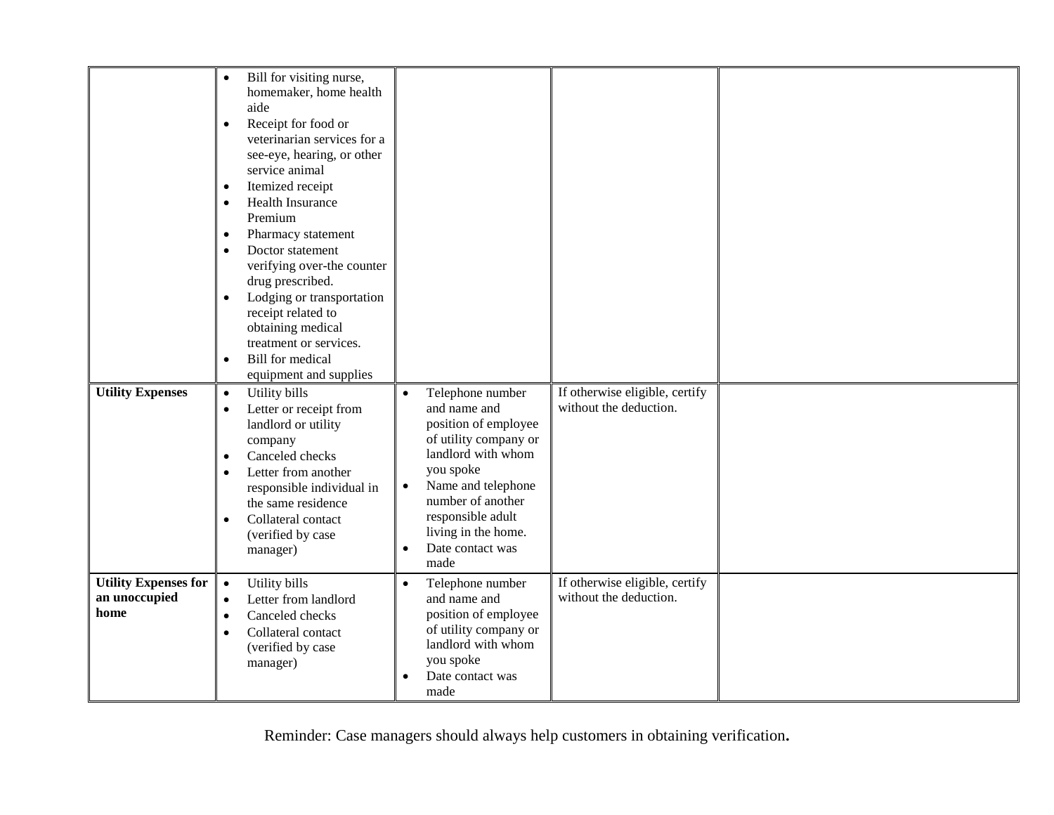| | | | | |
|---|---|---|---|---|
| | • Bill for visiting nurse, homemaker, home health aide<br>• Receipt for food or veterinarian services for a see-eye, hearing, or other service animal<br>• Itemized receipt<br>• Health Insurance Premium<br>• Pharmacy statement<br>• Doctor statement verifying over-the counter drug prescribed.<br>• Lodging or transportation receipt related to obtaining medical treatment or services.<br>• Bill for medical equipment and supplies | | | |
| **Utility Expenses** | • Utility bills<br>• Letter or receipt from landlord or utility company<br>• Canceled checks<br>• Letter from another responsible individual in the same residence<br>• Collateral contact (verified by case manager) | • Telephone number and name and position of employee of utility company or landlord with whom you spoke<br>• Name and telephone number of another responsible adult living in the home.<br>• Date contact was made | If otherwise eligible, certify without the deduction. | |
| **Utility Expenses for an unoccupied home** | • Utility bills<br>• Letter from landlord<br>• Canceled checks<br>• Collateral contact (verified by case manager) | • Telephone number and name and position of employee of utility company or landlord with whom you spoke<br>• Date contact was made | If otherwise eligible, certify without the deduction. | |

Reminder: Case managers should always help customers in obtaining verification**.**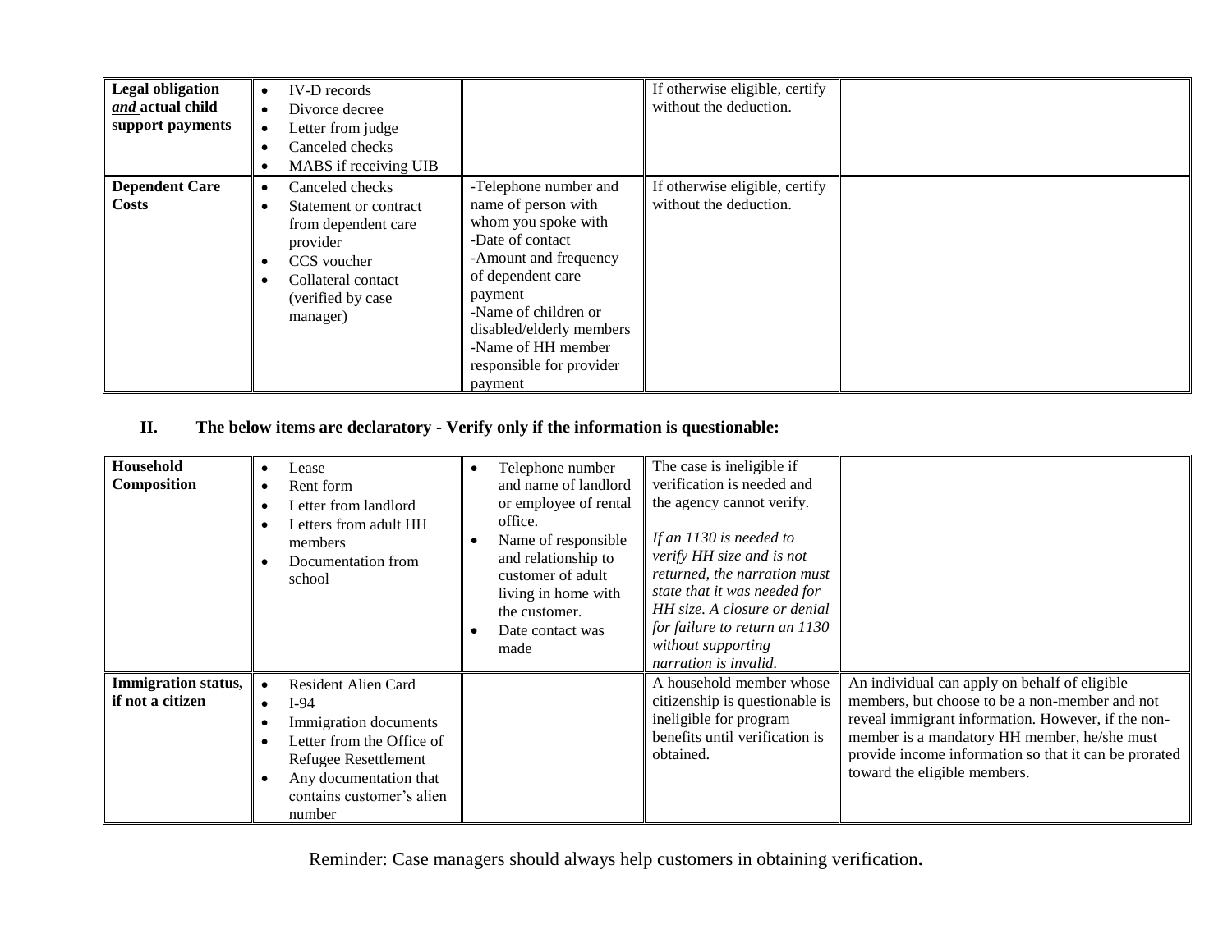| | | | | |
|---|---|---|---|---|
| **Legal obligation *and* actual child support payments** | • IV-D records<br>• Divorce decree<br>• Letter from judge<br>• Canceled checks<br>• MABS if receiving UIB | | If otherwise eligible, certify without the deduction. | |
| **Dependent Care Costs** | • Canceled checks<br>• Statement or contract from dependent care provider<br>• CCS voucher<br>• Collateral contact (verified by case manager) | -Telephone number and name of person with whom you spoke with<br>-Date of contact<br>-Amount and frequency of dependent care payment<br>-Name of children or disabled/elderly members<br>-Name of HH member responsible for provider payment | If otherwise eligible, certify without the deduction. | |

## II. The below items are declaratory - Verify only if the information is questionable:

| | | | | |
|---|---|---|---|---|
| **Household Composition** | • Lease<br>• Rent form<br>• Letter from landlord<br>• Letters from adult HH members<br>• Documentation from school | • Telephone number and name of landlord or employee of rental office.<br>• Name of responsible and relationship to customer of adult living in home with the customer.<br>• Date contact was made | The case is ineligible if verification is needed and the agency cannot verify.<br><br>*If an 1130 is needed to verify HH size and is not returned, the narration must state that it was needed for HH size. A closure or denial for failure to return an 1130 without supporting narration is invalid.* | |
| **Immigration status, if not a citizen** | • Resident Alien Card<br>• I-94<br>• Immigration documents<br>• Letter from the Office of Refugee Resettlement<br>• Any documentation that contains customer's alien number | | A household member whose citizenship is questionable is ineligible for program benefits until verification is obtained. | An individual can apply on behalf of eligible members, but choose to be a non-member and not reveal immigrant information. However, if the non-member is a mandatory HH member, he/she must provide income information so that it can be prorated toward the eligible members. |

Reminder: Case managers should always help customers in obtaining verification**.**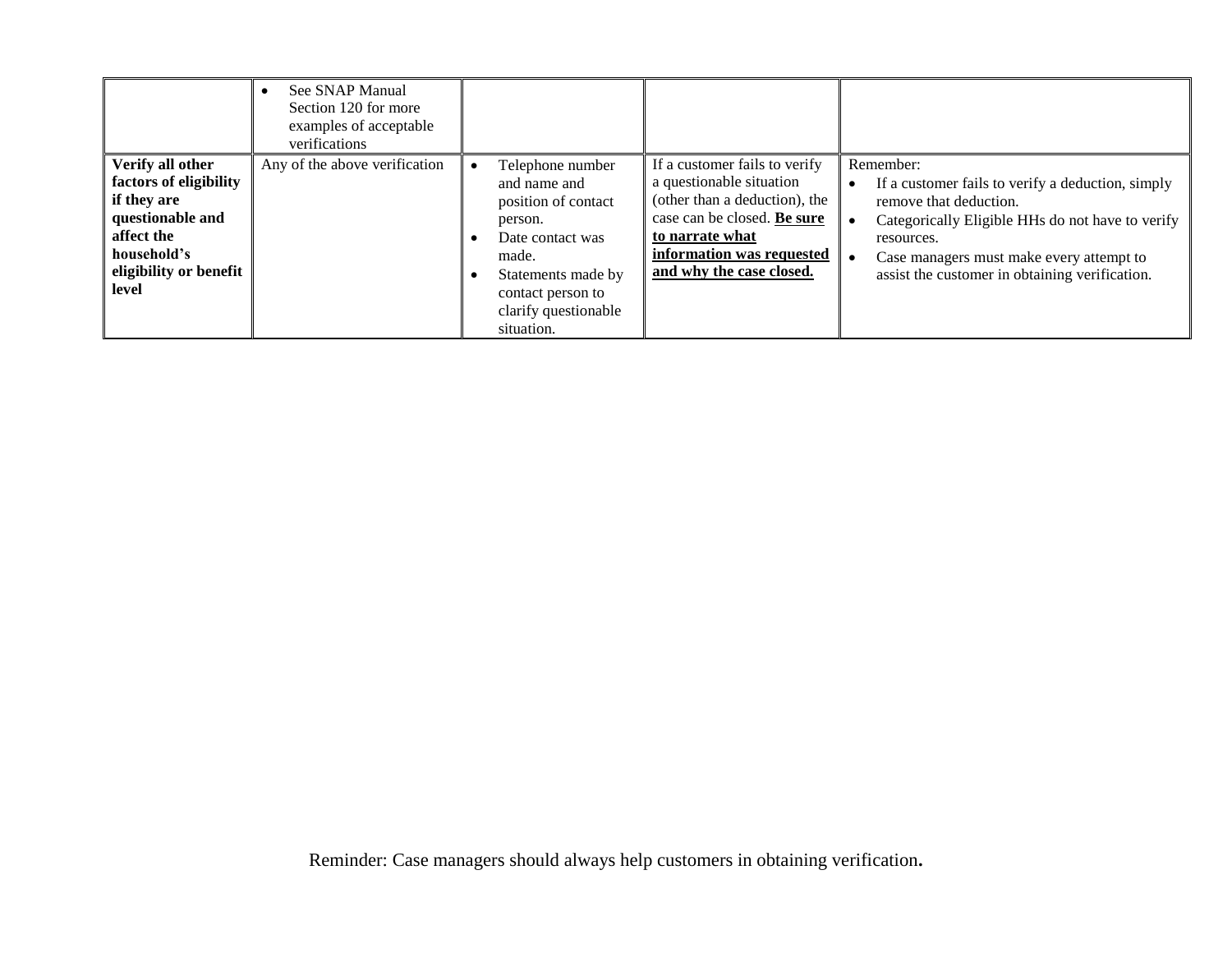| | | | | |
|---|---|---|---|---|
| | • See SNAP Manual Section 120 for more examples of acceptable verifications | | | |
| **Verify all other factors of eligibility if they are questionable and affect the household's eligibility or benefit level** | Any of the above verification | • Telephone number and name and position of contact person.<br>• Date contact was made.<br>• Statements made by contact person to clarify questionable situation. | If a customer fails to verify a questionable situation (other than a deduction), the case can be closed. **<u>Be sure to narrate what information was requested and why the case closed.</u>** | Remember:<br>• If a customer fails to verify a deduction, simply remove that deduction.<br>• Categorically Eligible HHs do not have to verify resources.<br>• Case managers must make every attempt to assist the customer in obtaining verification. |

Reminder: Case managers should always help customers in obtaining verification**.**